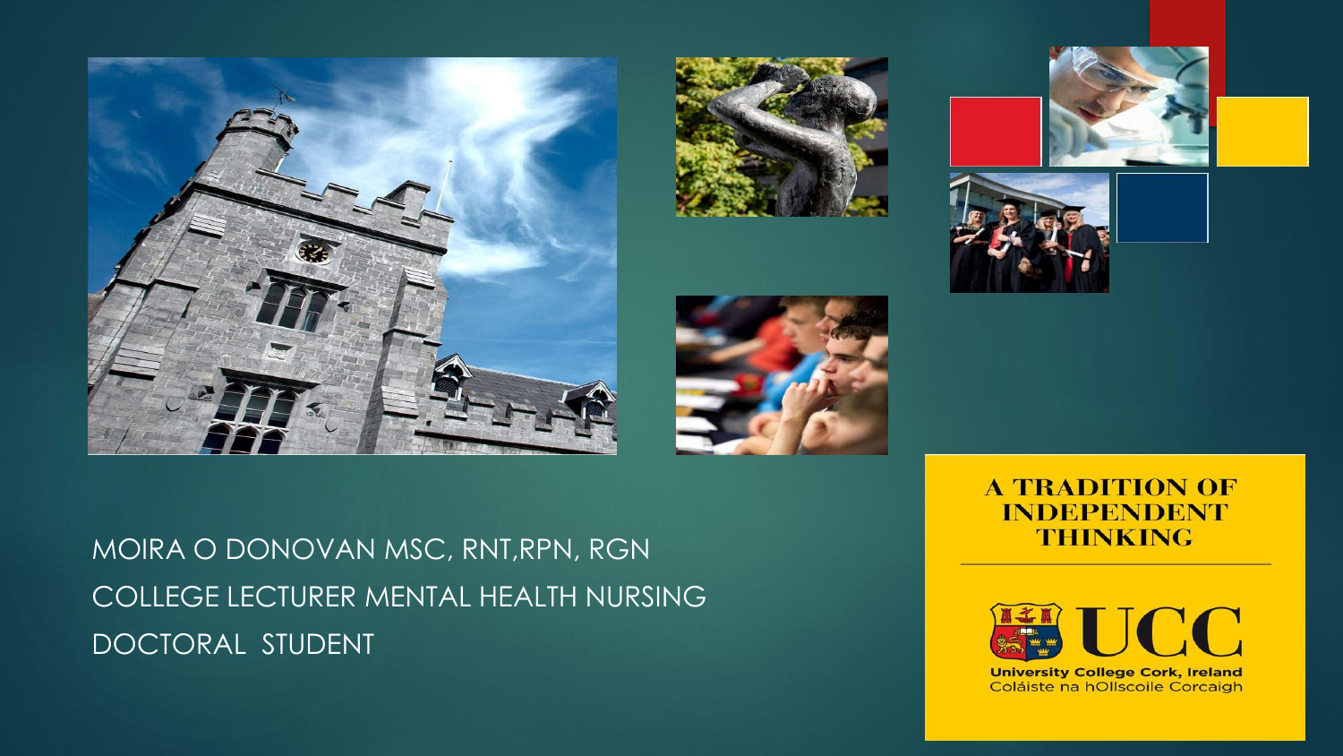MOIRA O DONOVAN MSC, RNT,RPN, RGN

COLLEGE LECTURER MENTAL HEALTH NURSING

DOCTORAL STUDENT

**A TRADITION OF INDEPENDENT THINKING**

**UCC**

**University College Cork, Ireland**

Coláiste na hOllscoile Corcaigh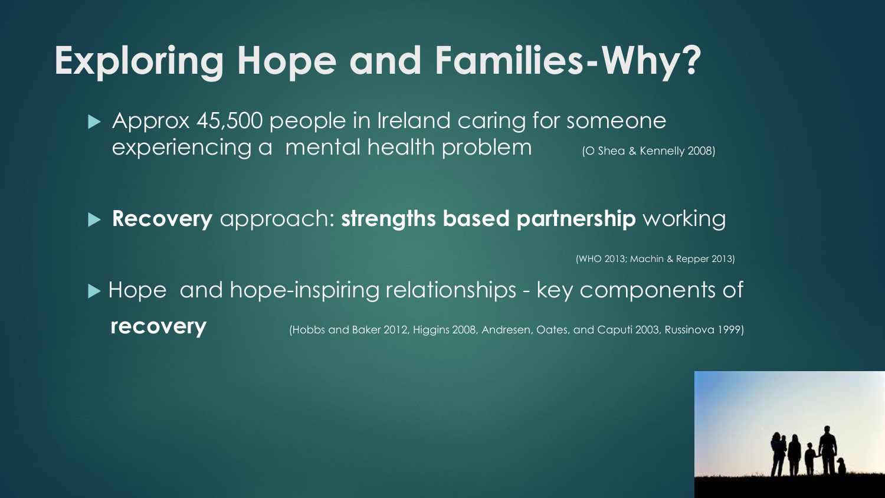# Exploring Hope and Families-Why?

- Approx 45,500 people in Ireland caring for someone experiencing a mental health problem (O Shea & Kennelly 2008)

- **Recovery** approach: **strengths based partnership** working

  (WHO 2013; Machin & Repper 2013)

- Hope and hope-inspiring relationships - key components of **recovery** (Hobbs and Baker 2012, Higgins 2008, Andresen, Oates, and Caputi 2003, Russinova 1999)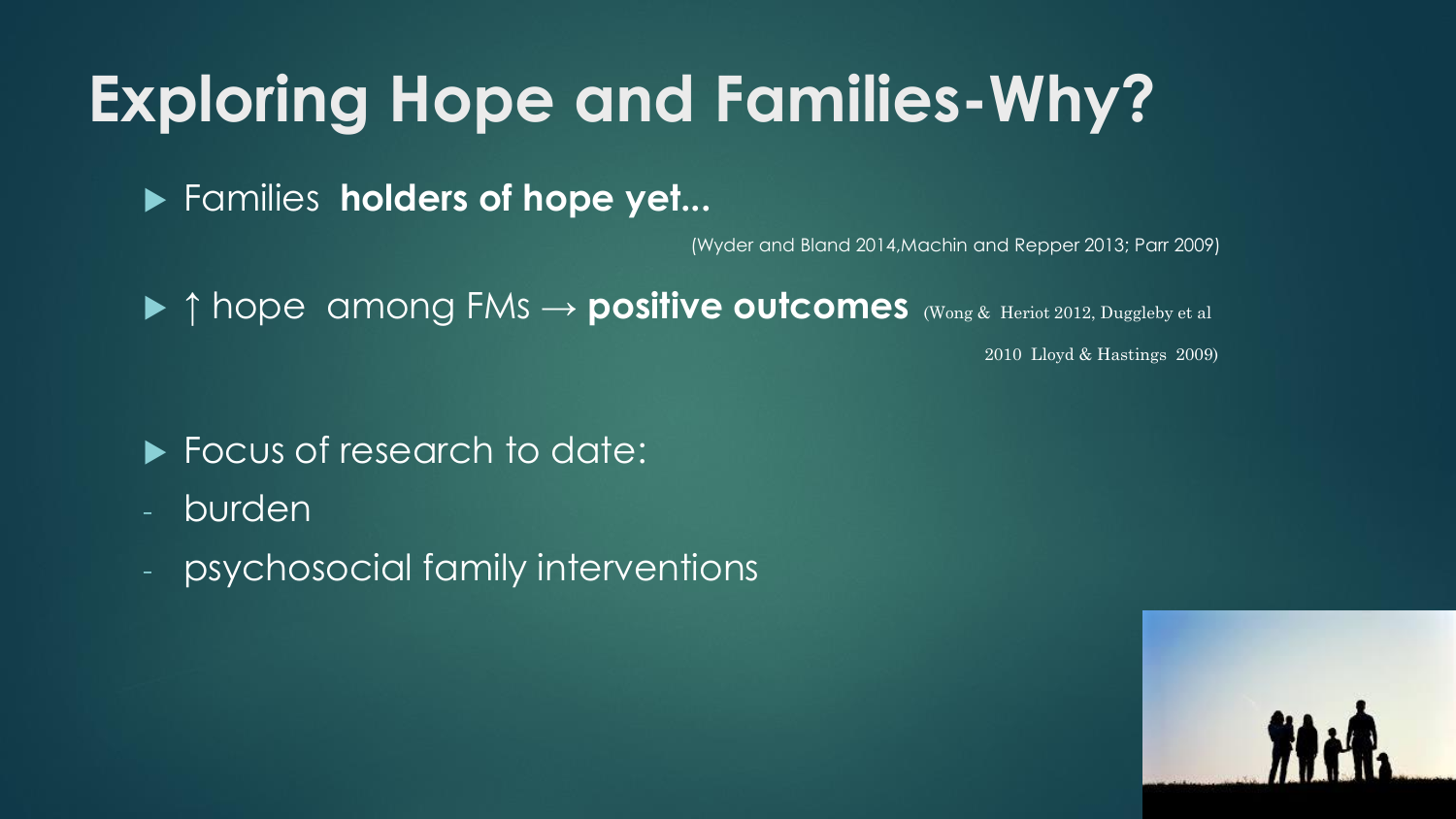# Exploring Hope and Families-Why?

- Families **holders of hope yet...**

  (Wyder and Bland 2014,Machin and Repper 2013; Parr 2009)

- ↑ hope among FMs → **positive outcomes** (Wong & Heriot 2012, Duggleby et al 2010 Lloyd & Hastings 2009)

- Focus of research to date:
  - burden
  - psychosocial family interventions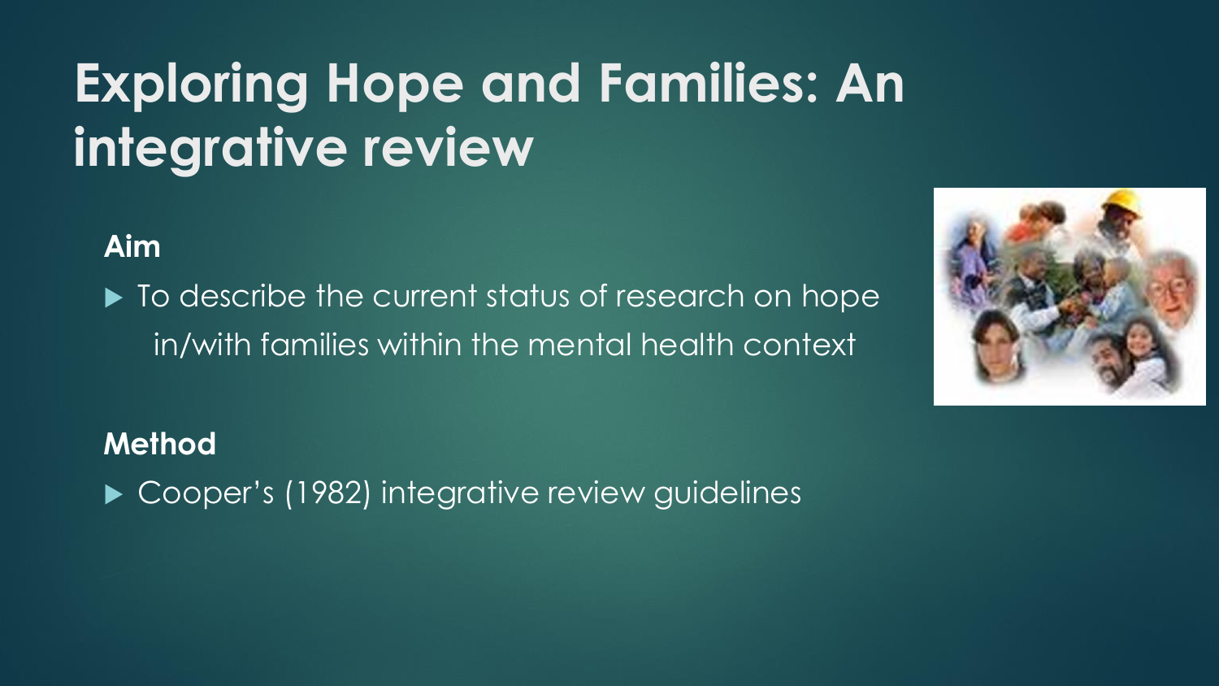# Exploring Hope and Families: An integrative review

**Aim**

- To describe the current status of research on hope in/with families within the mental health context

**Method**

- Cooper's (1982) integrative review guidelines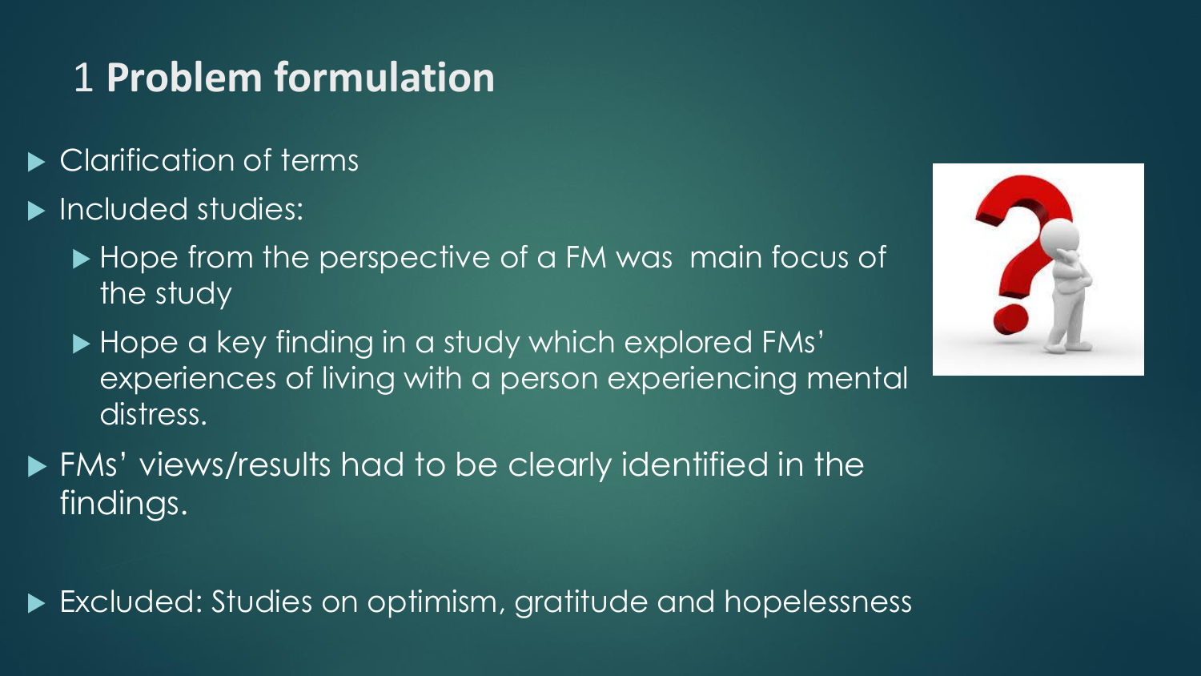# 1 **Problem formulation**

- Clarification of terms
- Included studies:
  - Hope from the perspective of a FM was main focus of the study
  - Hope a key finding in a study which explored FMs' experiences of living with a person experiencing mental distress.
- FMs' views/results had to be clearly identified in the findings.

- Excluded: Studies on optimism, gratitude and hopelessness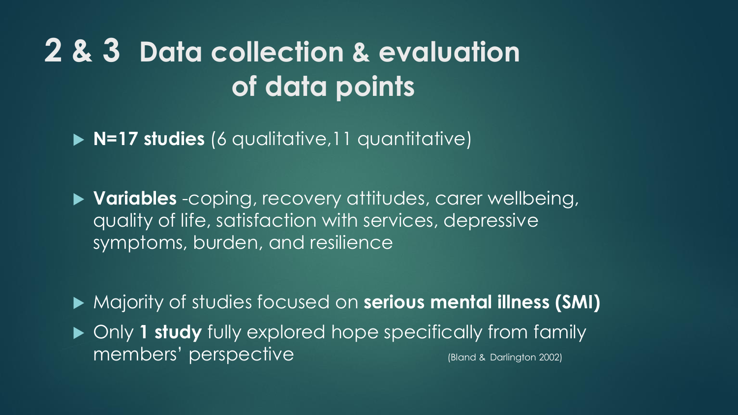# 2 & 3 Data collection & evaluation of data points

- **N=17 studies** (6 qualitative,11 quantitative)

- **Variables** -coping, recovery attitudes, carer wellbeing, quality of life, satisfaction with services, depressive symptoms, burden, and resilience

- Majority of studies focused on **serious mental illness (SMI)**
- Only **1 study** fully explored hope specifically from family members' perspective (Bland & Darlington 2002)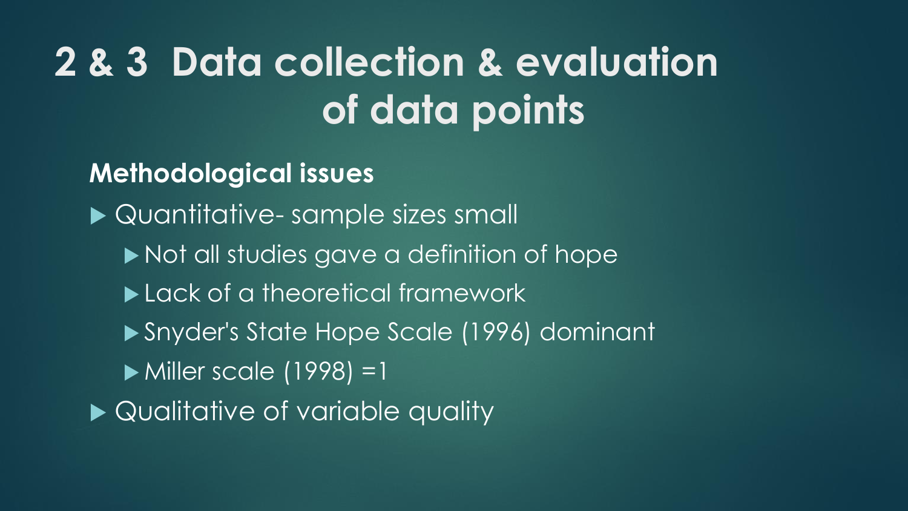# 2 & 3 Data collection & evaluation of data points

**Methodological issues**

- Quantitative- sample sizes small
  - Not all studies gave a definition of hope
  - Lack of a theoretical framework
  - Snyder's State Hope Scale (1996) dominant
  - Miller scale (1998) =1
- Qualitative of variable quality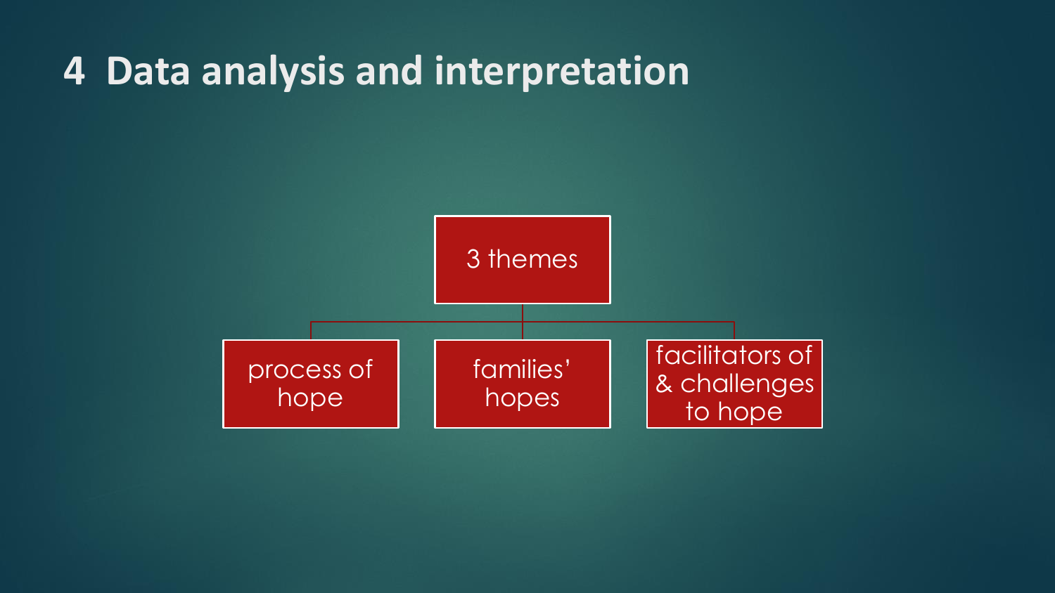# 4 Data analysis and interpretation

- 3 themes
  - process of hope
  - families' hopes
  - facilitators of & challenges to hope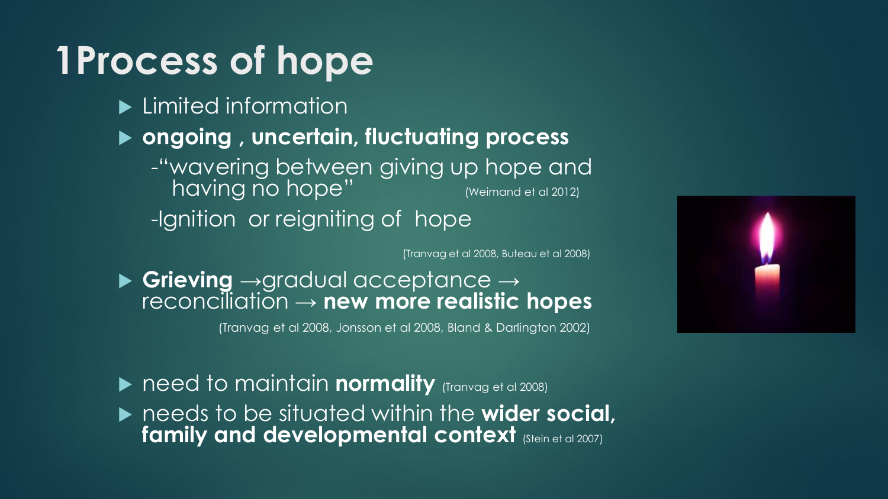# 1Process of hope

- Limited information
- **ongoing , uncertain, fluctuating process**
  - -"wavering between giving up hope and having no hope" (Weimand et al 2012)
  - -Ignition or reigniting of hope

(Tranvag et al 2008, Buteau et al 2008)

- **Grieving** →gradual acceptance → reconciliation → **new more realistic hopes**

(Tranvag et al 2008, Jonsson et al 2008, Bland & Darlington 2002)

- need to maintain **normality** (Tranvag et al 2008)
- needs to be situated within the **wider social, family and developmental context** (Stein et al 2007)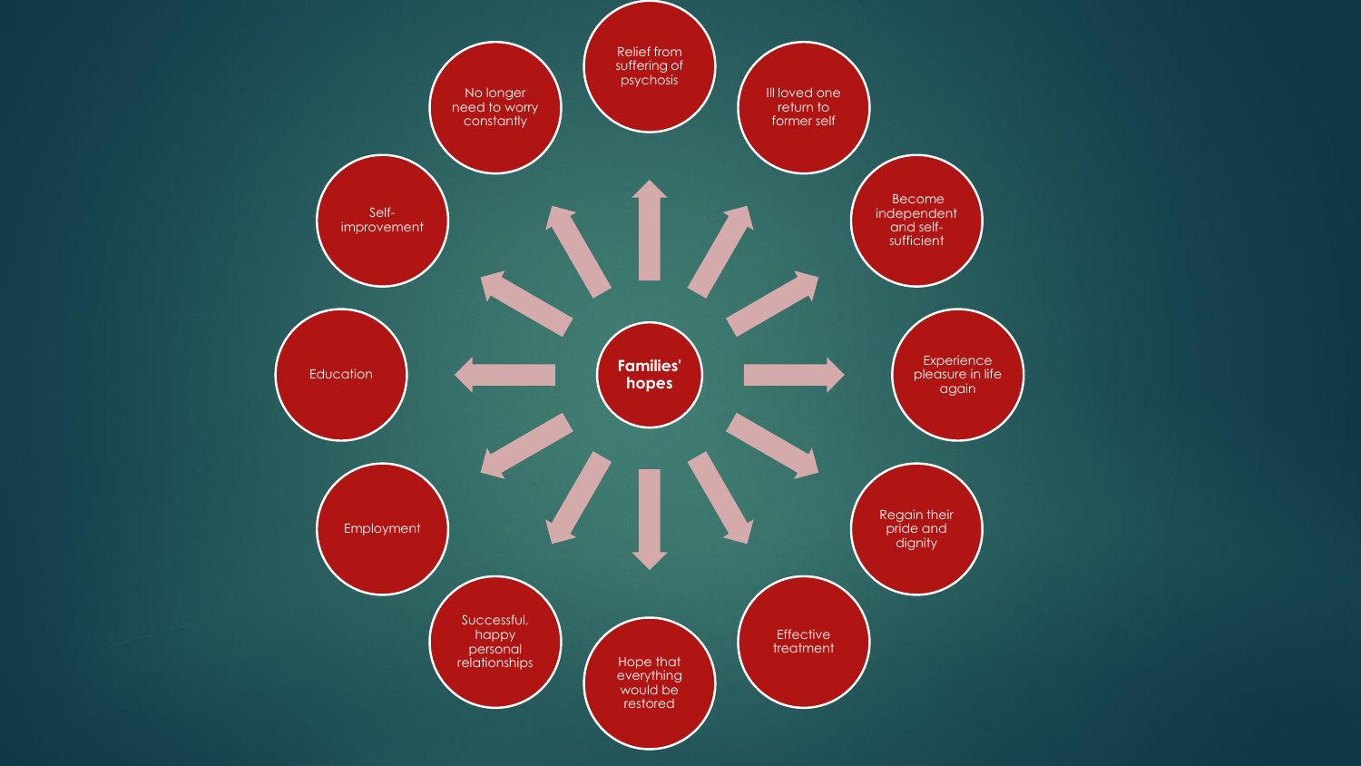**Families' hopes**

- Relief from suffering of psychosis
- Ill loved one return to former self
- Become independent and self-sufficient
- Experience pleasure in life again
- Regain their pride and dignity
- Effective treatment
- Hope that everything would be restored
- Successful, happy personal relationships
- Employment
- Education
- Self-improvement
- No longer need to worry constantly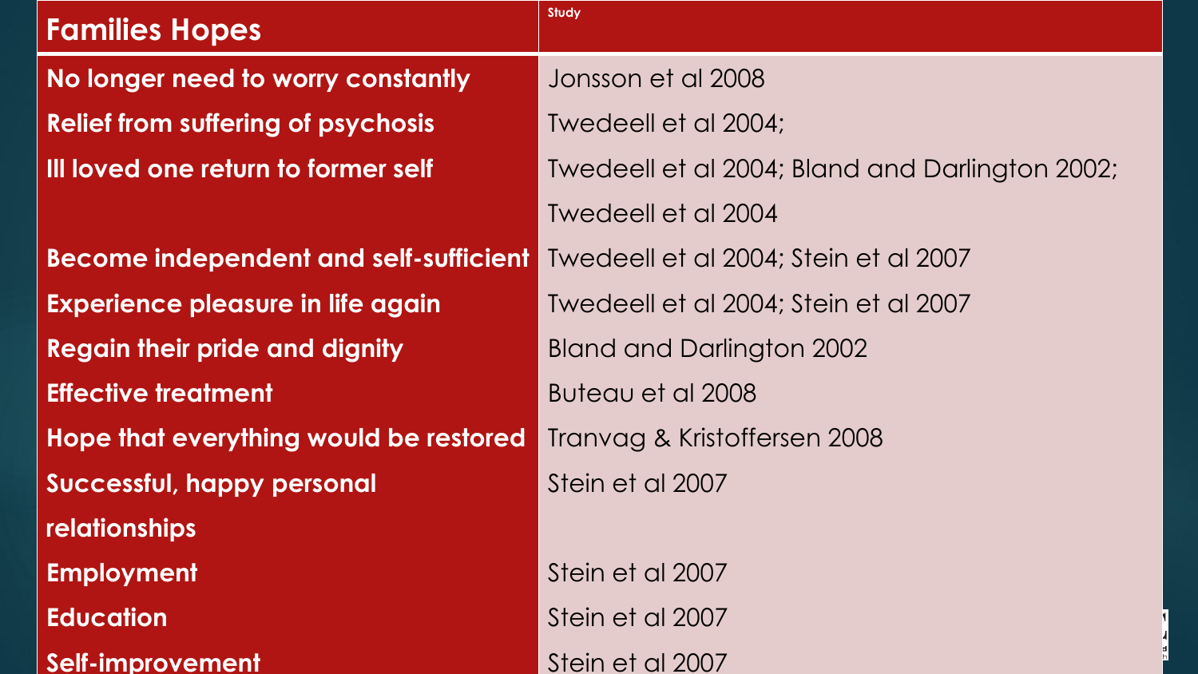| Families Hopes | Study |
|---|---|
| No longer need to worry constantly | Jonsson et al 2008 |
| Relief from suffering of psychosis | Twedeell et al 2004; |
| Ill loved one return to former self | Twedeell et al 2004; Bland and Darlington 2002; |
| | Twedeell et al 2004 |
| Become independent and self-sufficient | Twedeell et al 2004; Stein et al 2007 |
| Experience pleasure in life again | Twedeell et al 2004; Stein et al 2007 |
| Regain their pride and dignity | Bland and Darlington 2002 |
| Effective treatment | Buteau et al 2008 |
| Hope that everything would be restored | Tranvag & Kristoffersen 2008 |
| Successful, happy personal relationships | Stein et al 2007 |
| Employment | Stein et al 2007 |
| Education | Stein et al 2007 |
| Self-improvement | Stein et al 2007 |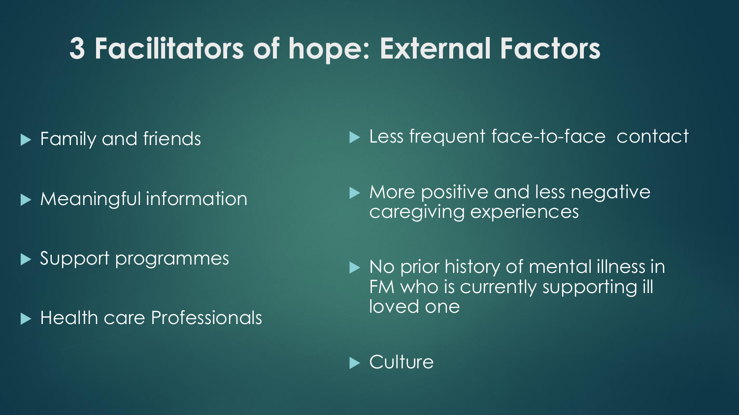# 3 Facilitators of hope: External Factors

- Family and friends
- Meaningful information
- Support programmes
- Health care Professionals
- Less frequent face-to-face contact
- More positive and less negative caregiving experiences
- No prior history of mental illness in FM who is currently supporting ill loved one
- Culture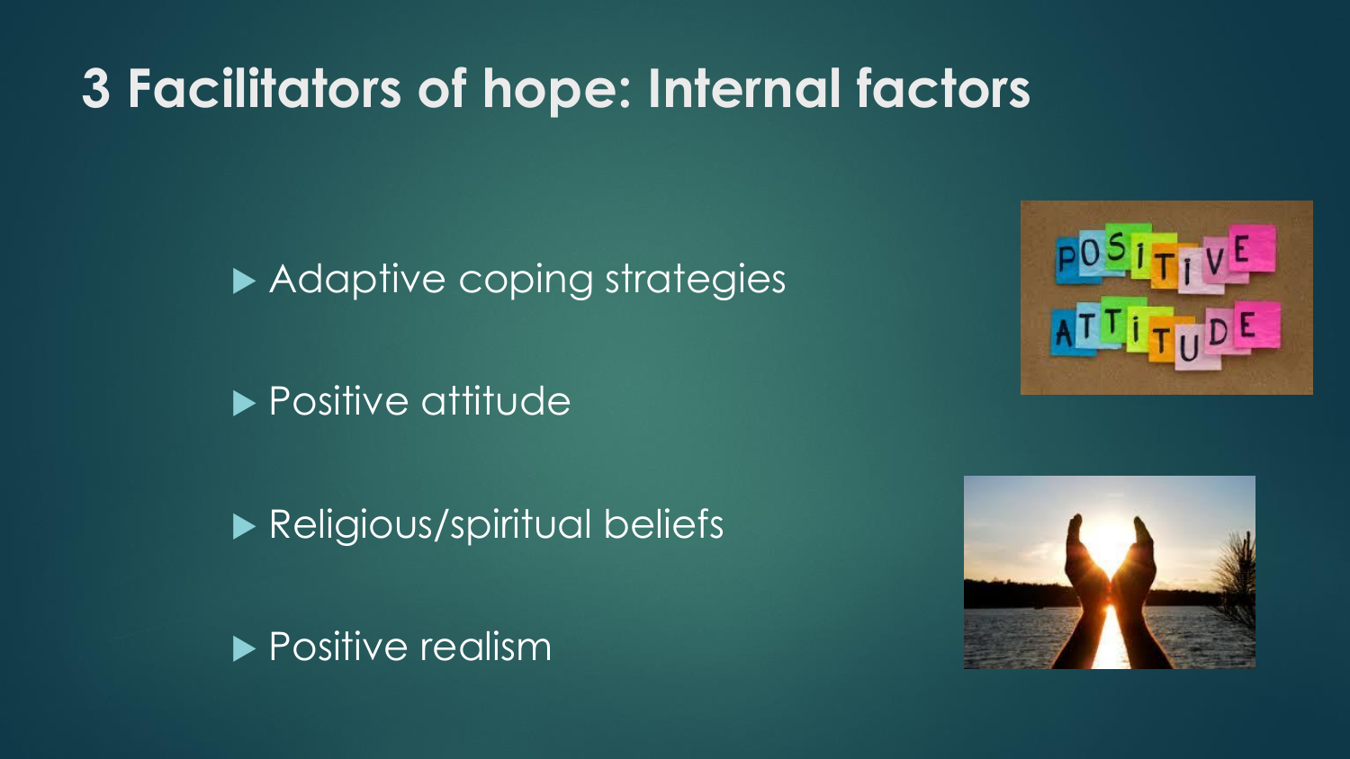# 3 Facilitators of hope: Internal factors

- Adaptive coping strategies
- Positive attitude
- Religious/spiritual beliefs
- Positive realism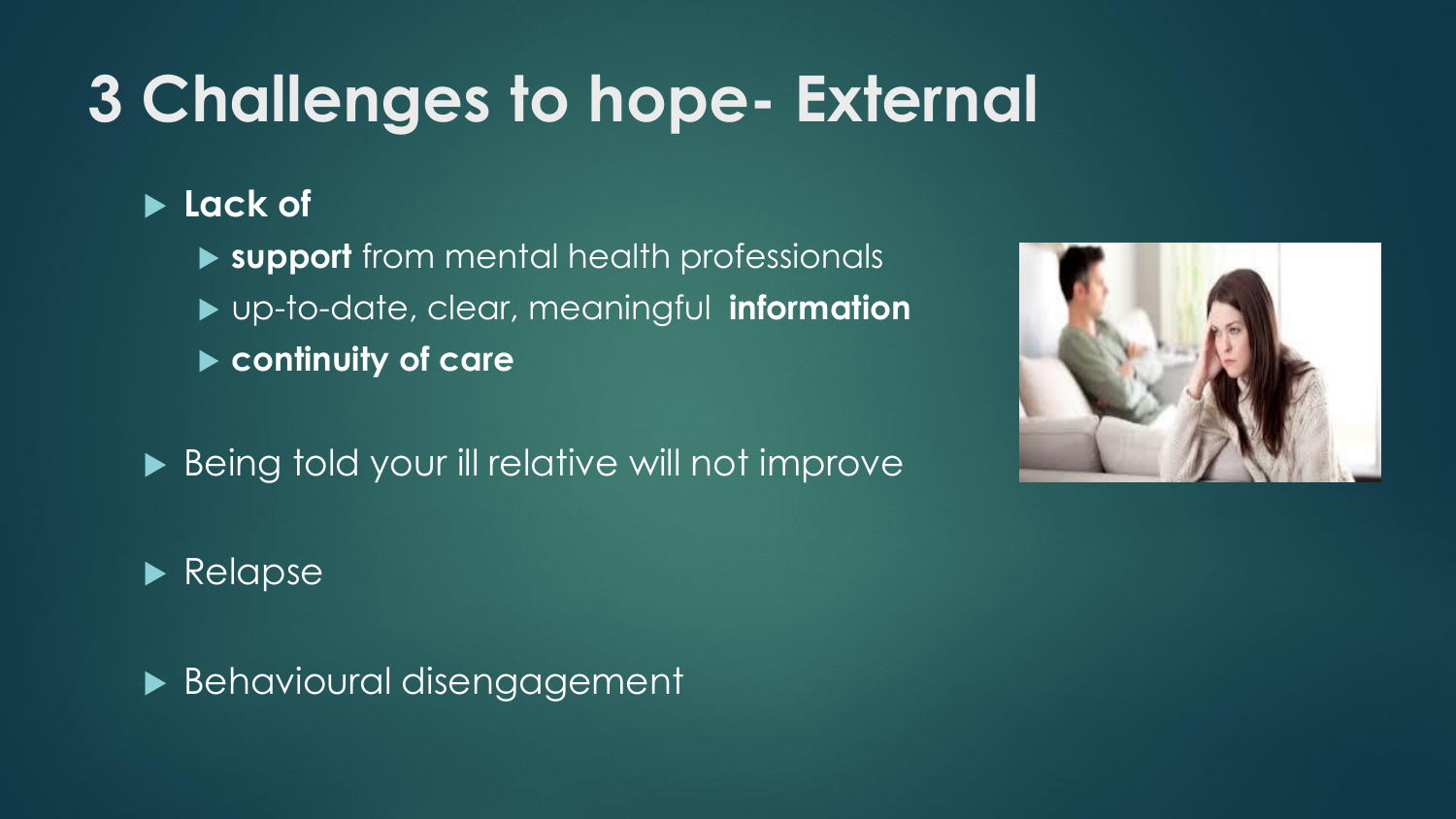# 3 Challenges to hope- External

- **Lack of**
  - **support** from mental health professionals
  - up-to-date, clear, meaningful **information**
  - **continuity of care**
- Being told your ill relative will not improve
- Relapse
- Behavioural disengagement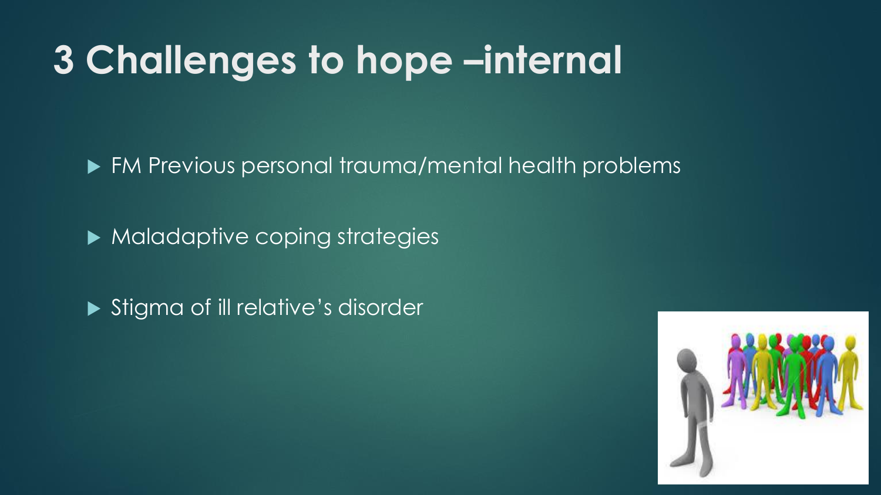# 3 Challenges to hope –internal

- FM Previous personal trauma/mental health problems
- Maladaptive coping strategies
- Stigma of ill relative's disorder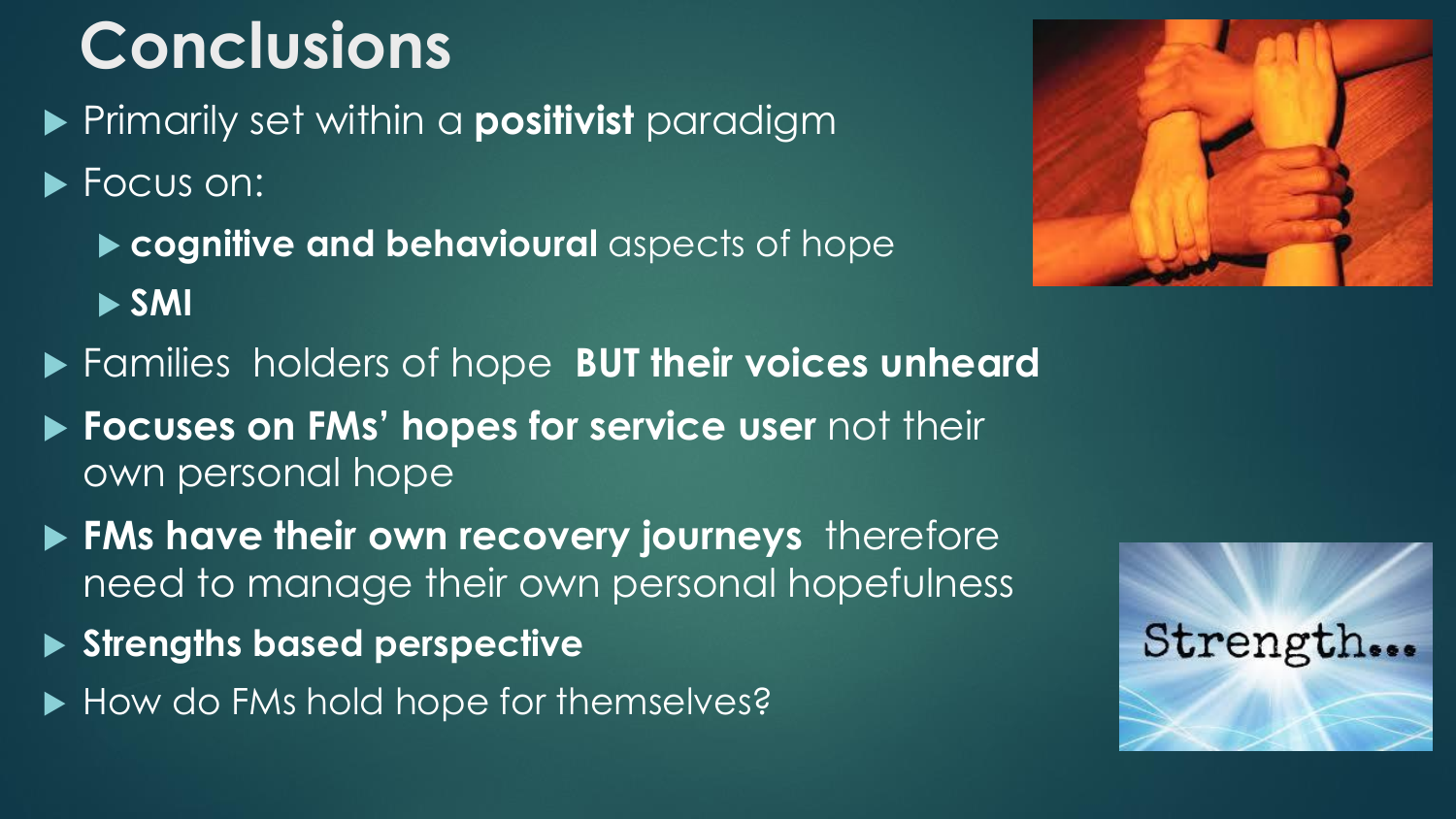# Conclusions

- Primarily set within a **positivist** paradigm
- Focus on:
  - **cognitive and behavioural** aspects of hope
  - **SMI**
- Families holders of hope **BUT their voices unheard**
- **Focuses on FMs' hopes for service user** not their own personal hope
- **FMs have their own recovery journeys** therefore need to manage their own personal hopefulness
- **Strengths based perspective**
- How do FMs hold hope for themselves?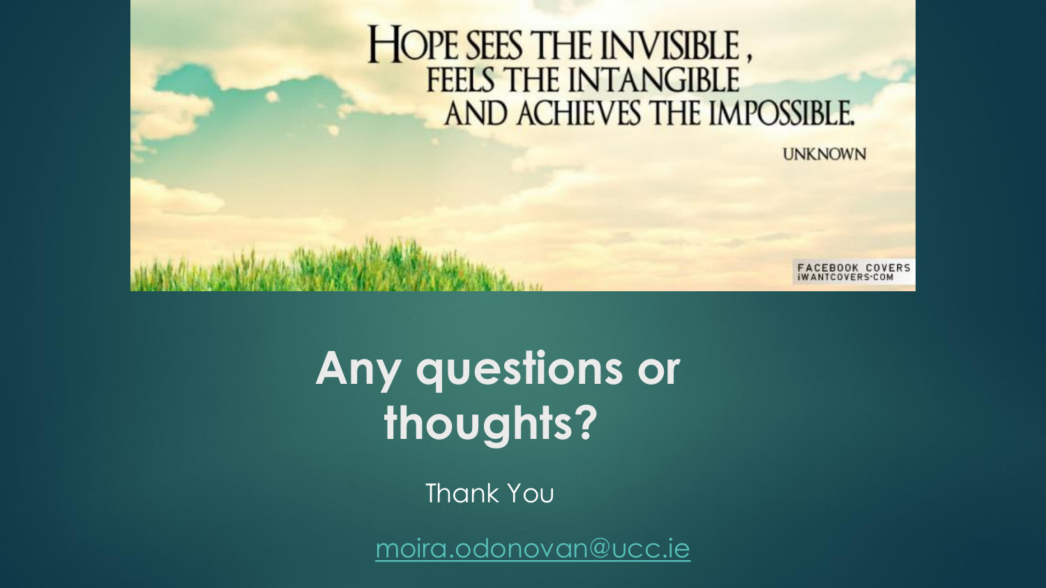HOPE SEES THE INVISIBLE,
FEELS THE INTANGIBLE
AND ACHIEVES THE IMPOSSIBLE.

UNKNOWN

# Any questions or thoughts?

Thank You

moira.odonovan@ucc.ie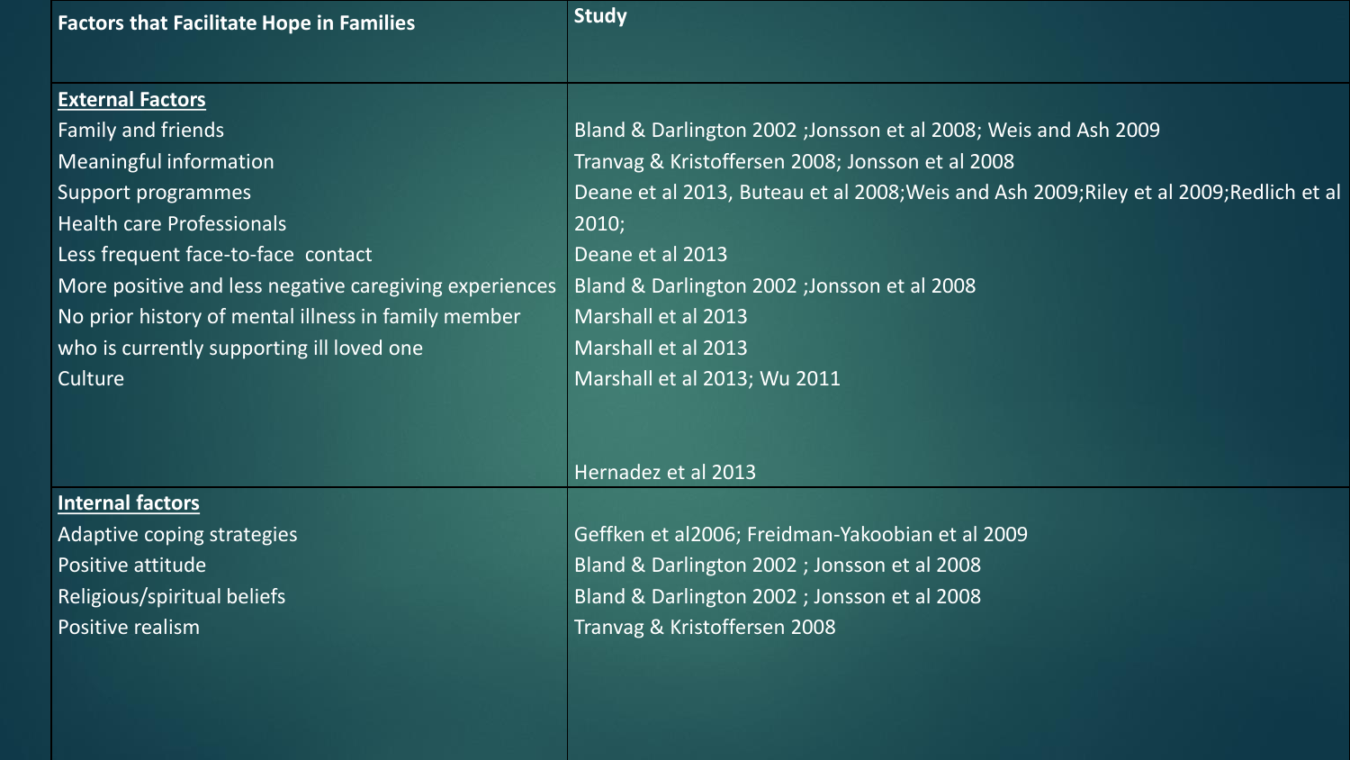| Factors that Facilitate Hope in Families | Study |
|---|---|
| **External Factors** | |
| Family and friends | Bland & Darlington 2002 ;Jonsson et al 2008; Weis and Ash 2009 |
| Meaningful information | Tranvag & Kristoffersen 2008; Jonsson et al 2008 |
| Support programmes | Deane et al 2013, Buteau et al 2008;Weis and Ash 2009;Riley et al 2009;Redlich et al |
| Health care Professionals | 2010; |
| Less frequent face-to-face contact | Deane et al 2013 |
| More positive and less negative caregiving experiences | Bland & Darlington 2002 ;Jonsson et al 2008 |
| No prior history of mental illness in family member | Marshall et al 2013 |
| who is currently supporting ill loved one | Marshall et al 2013 |
| Culture | Marshall et al 2013; Wu 2011 |
| | Hernadez et al 2013 |
| **Internal factors** | |
| Adaptive coping strategies | Geffken et al2006; Freidman-Yakoobian et al 2009 |
| Positive attitude | Bland & Darlington 2002 ; Jonsson et al 2008 |
| Religious/spiritual beliefs | Bland & Darlington 2002 ; Jonsson et al 2008 |
| Positive realism | Tranvag & Kristoffersen 2008 |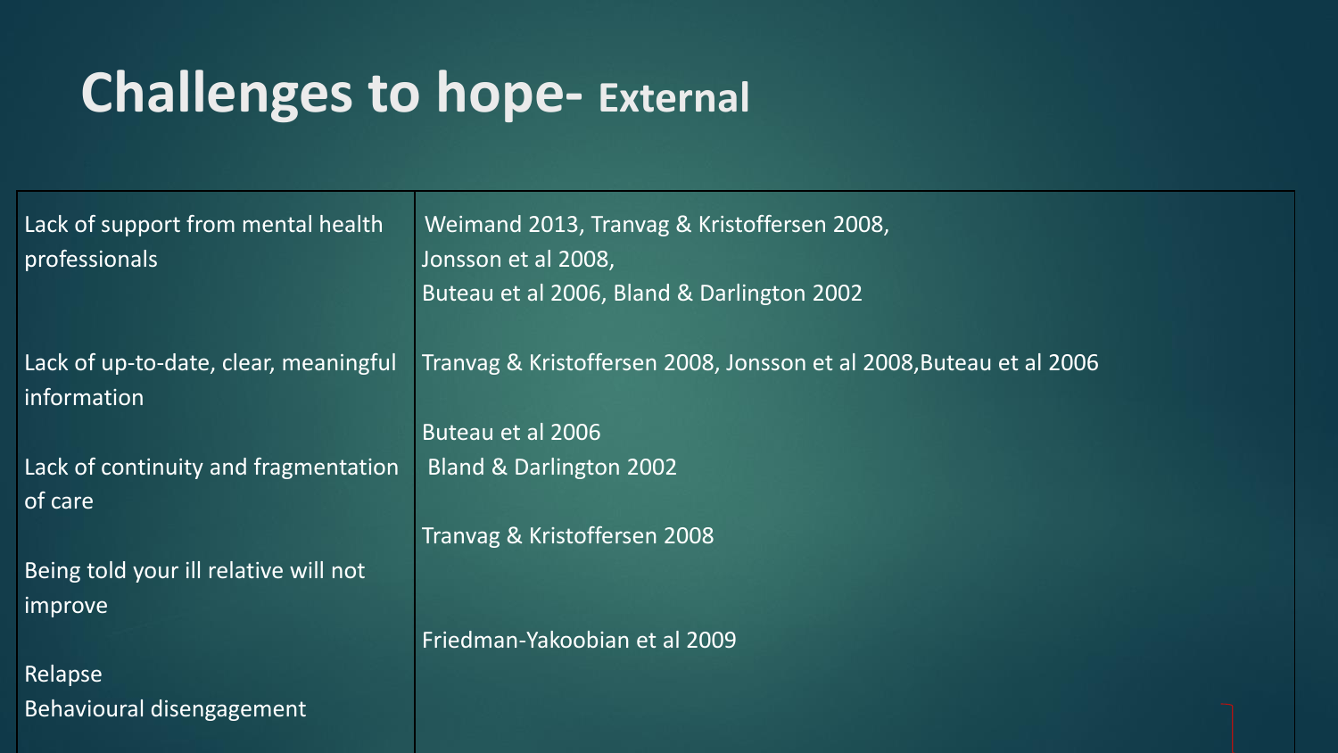# Challenges to hope- External

| | |
|---|---|
| Lack of support from mental health professionals | Weimand 2013, Tranvag & Kristoffersen 2008, Jonsson et al 2008, Buteau et al 2006, Bland & Darlington 2002 |
| Lack of up-to-date, clear, meaningful information | Tranvag & Kristoffersen 2008, Jonsson et al 2008, Buteau et al 2006 |
| Lack of continuity and fragmentation of care | Buteau et al 2006<br>Bland & Darlington 2002 |
| Being told your ill relative will not improve | Tranvag & Kristoffersen 2008 |
| Relapse<br>Behavioural disengagement | Friedman-Yakoobian et al 2009 |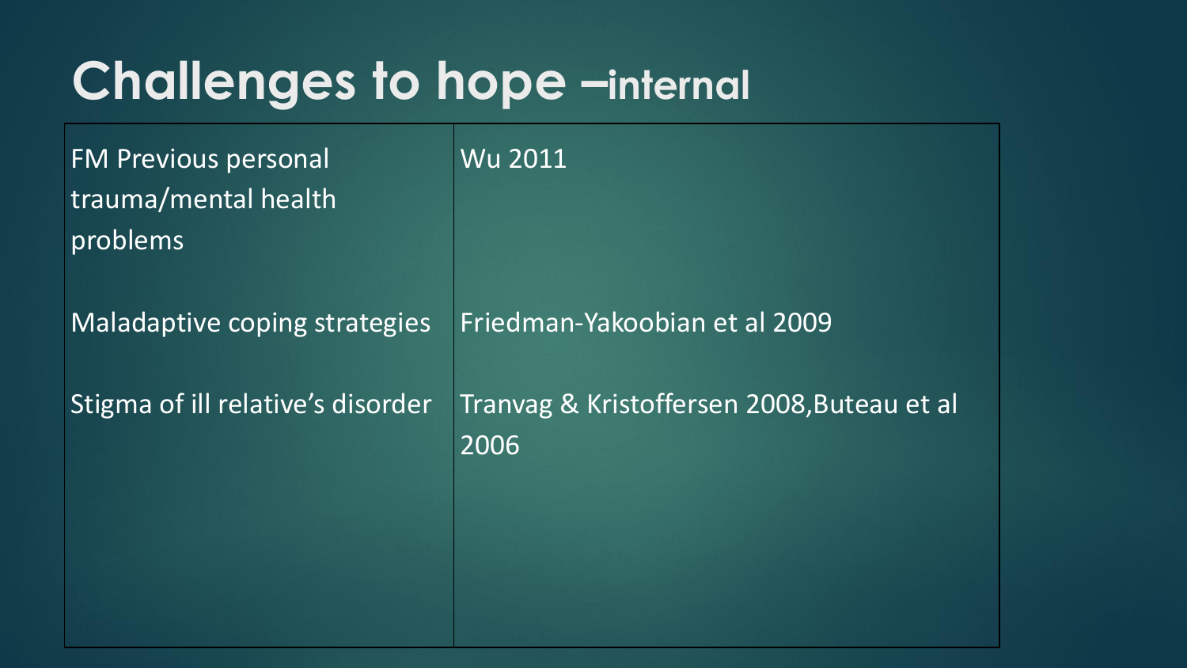# Challenges to hope –internal

| | |
|---|---|
| FM Previous personal trauma/mental health problems | Wu 2011 |
| Maladaptive coping strategies | Friedman-Yakoobian et al 2009 |
| Stigma of ill relative's disorder | Tranvag & Kristoffersen 2008,Buteau et al 2006 |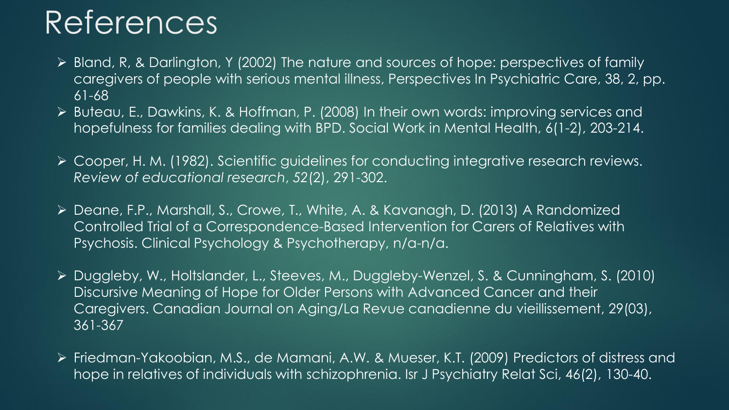# References

- Bland, R, & Darlington, Y (2002) The nature and sources of hope: perspectives of family caregivers of people with serious mental illness, Perspectives In Psychiatric Care, 38, 2, pp. 61-68
- Buteau, E., Dawkins, K. & Hoffman, P. (2008) In their own words: improving services and hopefulness for families dealing with BPD. Social Work in Mental Health, 6(1-2), 203-214.
- Cooper, H. M. (1982). Scientific guidelines for conducting integrative research reviews. *Review of educational research*, *52*(2), 291-302.
- Deane, F.P., Marshall, S., Crowe, T., White, A. & Kavanagh, D. (2013) A Randomized Controlled Trial of a Correspondence-Based Intervention for Carers of Relatives with Psychosis. Clinical Psychology & Psychotherapy, n/a-n/a.
- Duggleby, W., Holtslander, L., Steeves, M., Duggleby-Wenzel, S. & Cunningham, S. (2010) Discursive Meaning of Hope for Older Persons with Advanced Cancer and their Caregivers. Canadian Journal on Aging/La Revue canadienne du vieillissement, 29(03), 361-367
- Friedman-Yakoobian, M.S., de Mamani, A.W. & Mueser, K.T. (2009) Predictors of distress and hope in relatives of individuals with schizophrenia. Isr J Psychiatry Relat Sci, 46(2), 130-40.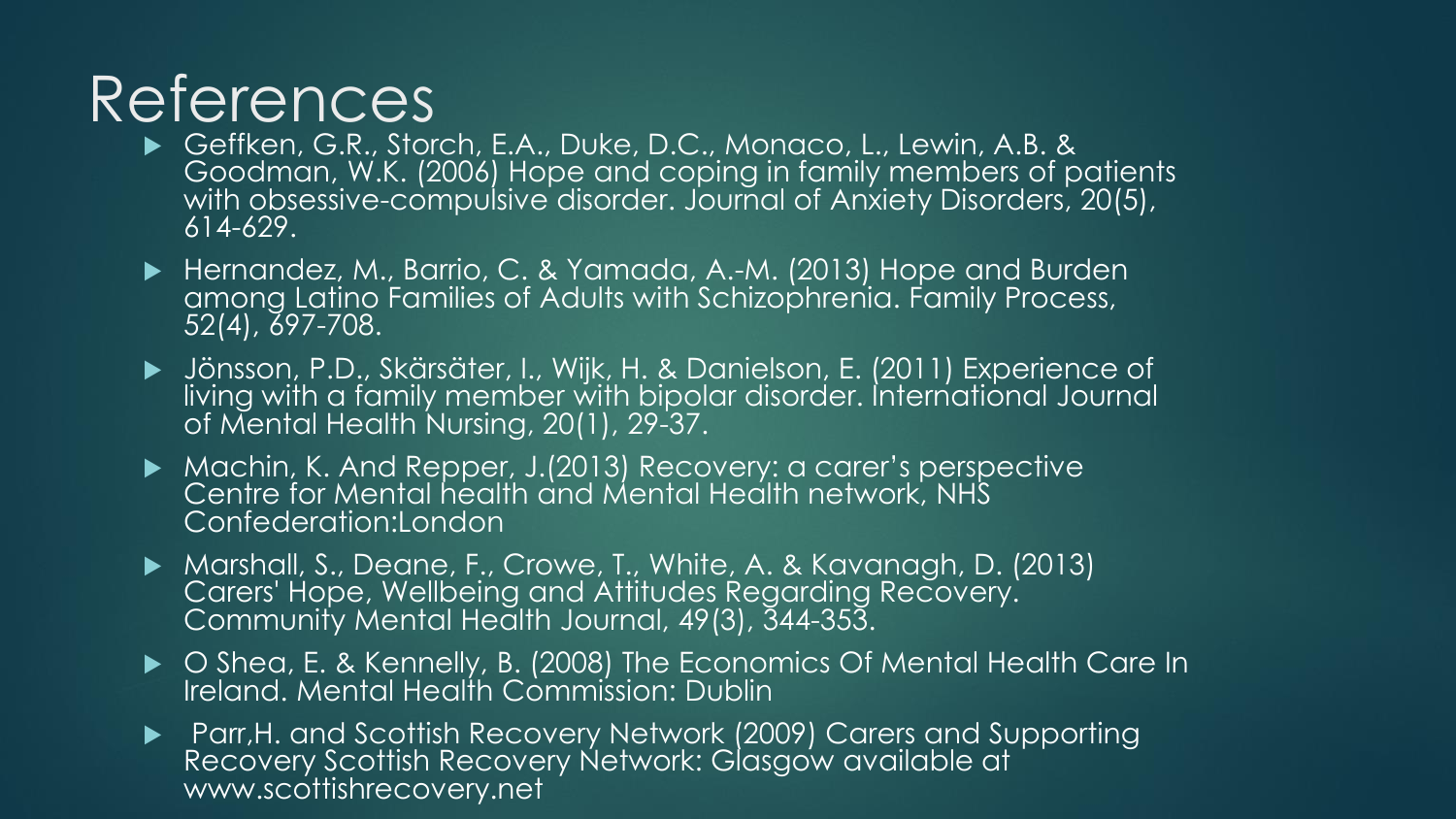# References

- Geffken, G.R., Storch, E.A., Duke, D.C., Monaco, L., Lewin, A.B. & Goodman, W.K. (2006) Hope and coping in family members of patients with obsessive-compulsive disorder. Journal of Anxiety Disorders, 20(5), 614-629.
- Hernandez, M., Barrio, C. & Yamada, A.-M. (2013) Hope and Burden among Latino Families of Adults with Schizophrenia. Family Process, 52(4), 697-708.
- Jönsson, P.D., Skärsäter, I., Wijk, H. & Danielson, E. (2011) Experience of living with a family member with bipolar disorder. International Journal of Mental Health Nursing, 20(1), 29-37.
- Machin, K. And Repper, J.(2013) Recovery: a carer's perspective Centre for Mental health and Mental Health network, NHS Confederation:London
- Marshall, S., Deane, F., Crowe, T., White, A. & Kavanagh, D. (2013) Carers' Hope, Wellbeing and Attitudes Regarding Recovery. Community Mental Health Journal, 49(3), 344-353.
- O Shea, E. & Kennelly, B. (2008) The Economics Of Mental Health Care In Ireland. Mental Health Commission: Dublin
- Parr,H. and Scottish Recovery Network (2009) Carers and Supporting Recovery Scottish Recovery Network: Glasgow available at www.scottishrecovery.net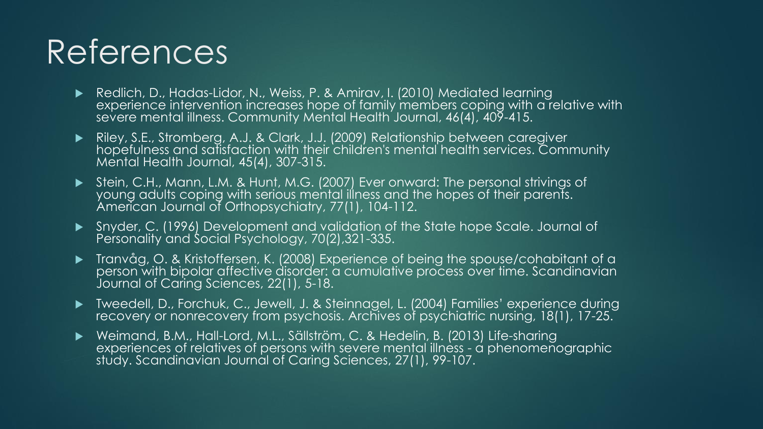# References

- Redlich, D., Hadas-Lidor, N., Weiss, P. & Amirav, I. (2010) Mediated learning experience intervention increases hope of family members coping with a relative with severe mental illness. Community Mental Health Journal, 46(4), 409-415.
- Riley, S.E., Stromberg, A.J. & Clark, J.J. (2009) Relationship between caregiver hopefulness and satisfaction with their children's mental health services. Community Mental Health Journal, 45(4), 307-315.
- Stein, C.H., Mann, L.M. & Hunt, M.G. (2007) Ever onward: The personal strivings of young adults coping with serious mental illness and the hopes of their parents. American Journal of Orthopsychiatry, 77(1), 104-112.
- Snyder, C. (1996) Development and validation of the State hope Scale. Journal of Personality and Social Psychology, 70(2),321-335.
- Tranvåg, O. & Kristoffersen, K. (2008) Experience of being the spouse/cohabitant of a person with bipolar affective disorder: a cumulative process over time. Scandinavian Journal of Caring Sciences, 22(1), 5-18.
- Tweedell, D., Forchuk, C., Jewell, J. & Steinnagel, L. (2004) Families' experience during recovery or nonrecovery from psychosis. Archives of psychiatric nursing, 18(1), 17-25.
- Weimand, B.M., Hall-Lord, M.L., Sällström, C. & Hedelin, B. (2013) Life-sharing experiences of relatives of persons with severe mental illness - a phenomenographic study. Scandinavian Journal of Caring Sciences, 27(1), 99-107.